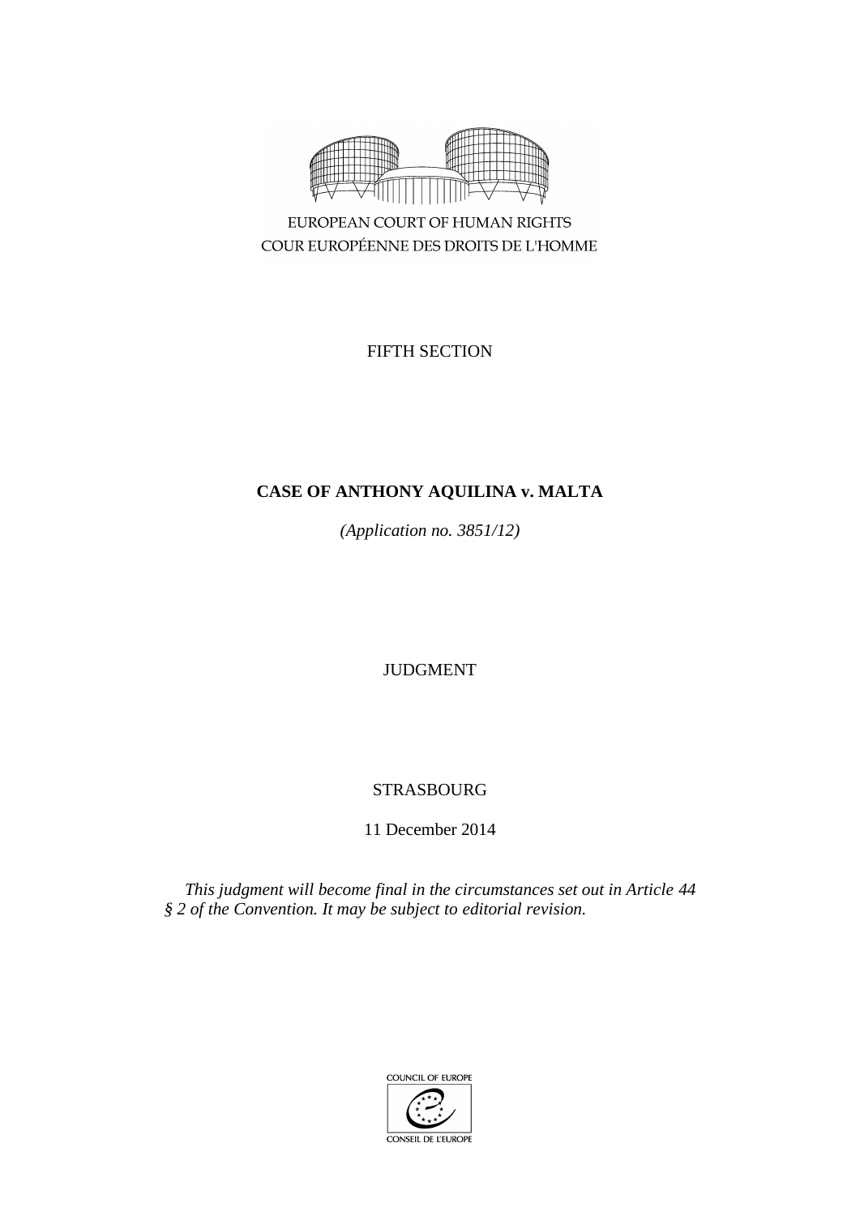EUROPEAN COURT OF HUMAN RIGHTS
COUR EUROPÉENNE DES DROITS DE L'HOMME

FIFTH SECTION

# CASE OF ANTHONY AQUILINA v. MALTA

*(Application no. 3851/12)*

JUDGMENT

STRASBOURG

11 December 2014

*This judgment will become final in the circumstances set out in Article 44 § 2 of the Convention. It may be subject to editorial revision.*

COUNCIL OF EUROPE
CONSEIL DE L'EUROPE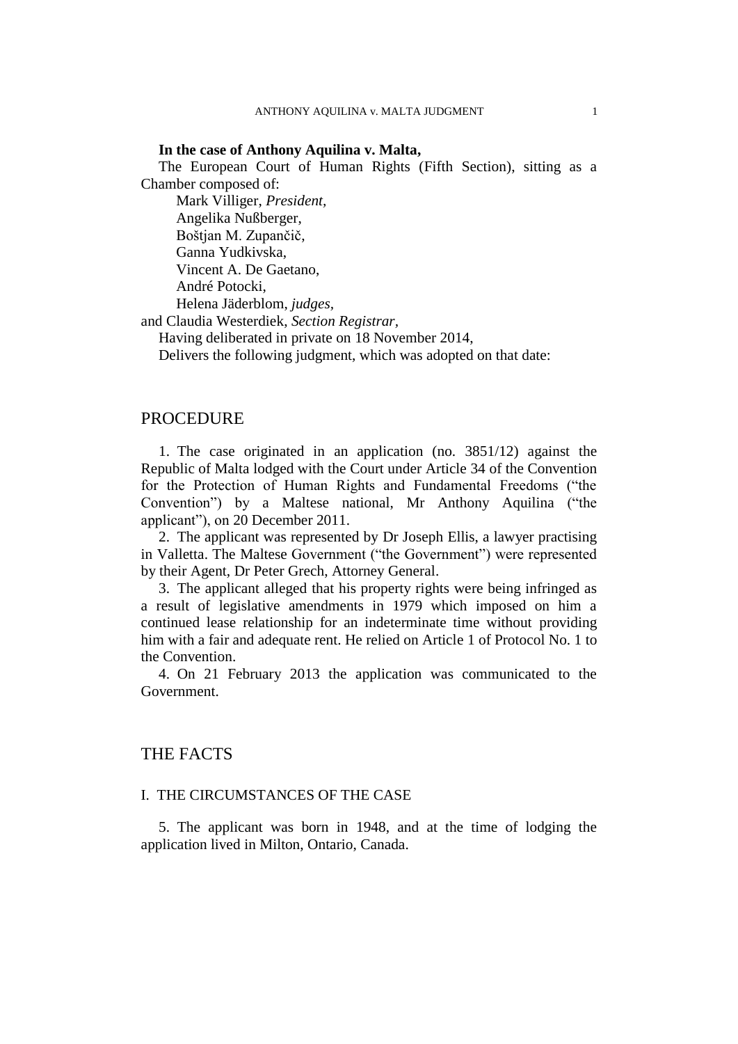**In the case of Anthony Aquilina v. Malta,**

The European Court of Human Rights (Fifth Section), sitting as a Chamber composed of:

Mark Villiger, *President*,
Angelika Nußberger,
Boštjan M. Zupančič,
Ganna Yudkivska,
Vincent A. De Gaetano,
André Potocki,
Helena Jäderblom, *judges*,
and Claudia Westerdiek, *Section Registrar*,

Having deliberated in private on 18 November 2014,

Delivers the following judgment, which was adopted on that date:

# PROCEDURE

1. The case originated in an application (no. 3851/12) against the Republic of Malta lodged with the Court under Article 34 of the Convention for the Protection of Human Rights and Fundamental Freedoms ("the Convention") by a Maltese national, Mr Anthony Aquilina ("the applicant"), on 20 December 2011.

2. The applicant was represented by Dr Joseph Ellis, a lawyer practising in Valletta. The Maltese Government ("the Government") were represented by their Agent, Dr Peter Grech, Attorney General.

3. The applicant alleged that his property rights were being infringed as a result of legislative amendments in 1979 which imposed on him a continued lease relationship for an indeterminate time without providing him with a fair and adequate rent. He relied on Article 1 of Protocol No. 1 to the Convention.

4. On 21 February 2013 the application was communicated to the Government.

# THE FACTS

## I. THE CIRCUMSTANCES OF THE CASE

5. The applicant was born in 1948, and at the time of lodging the application lived in Milton, Ontario, Canada.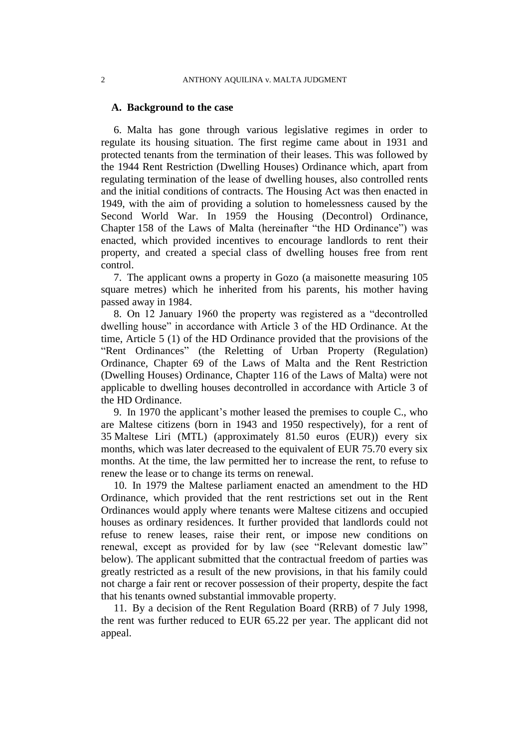### A. Background to the case

6. Malta has gone through various legislative regimes in order to regulate its housing situation. The first regime came about in 1931 and protected tenants from the termination of their leases. This was followed by the 1944 Rent Restriction (Dwelling Houses) Ordinance which, apart from regulating termination of the lease of dwelling houses, also controlled rents and the initial conditions of contracts. The Housing Act was then enacted in 1949, with the aim of providing a solution to homelessness caused by the Second World War. In 1959 the Housing (Decontrol) Ordinance, Chapter 158 of the Laws of Malta (hereinafter "the HD Ordinance") was enacted, which provided incentives to encourage landlords to rent their property, and created a special class of dwelling houses free from rent control.

7. The applicant owns a property in Gozo (a maisonette measuring 105 square metres) which he inherited from his parents, his mother having passed away in 1984.

8. On 12 January 1960 the property was registered as a "decontrolled dwelling house" in accordance with Article 3 of the HD Ordinance. At the time, Article 5 (1) of the HD Ordinance provided that the provisions of the "Rent Ordinances" (the Reletting of Urban Property (Regulation) Ordinance, Chapter 69 of the Laws of Malta and the Rent Restriction (Dwelling Houses) Ordinance, Chapter 116 of the Laws of Malta) were not applicable to dwelling houses decontrolled in accordance with Article 3 of the HD Ordinance.

9. In 1970 the applicant's mother leased the premises to couple C., who are Maltese citizens (born in 1943 and 1950 respectively), for a rent of 35 Maltese Liri (MTL) (approximately 81.50 euros (EUR)) every six months, which was later decreased to the equivalent of EUR 75.70 every six months. At the time, the law permitted her to increase the rent, to refuse to renew the lease or to change its terms on renewal.

10. In 1979 the Maltese parliament enacted an amendment to the HD Ordinance, which provided that the rent restrictions set out in the Rent Ordinances would apply where tenants were Maltese citizens and occupied houses as ordinary residences. It further provided that landlords could not refuse to renew leases, raise their rent, or impose new conditions on renewal, except as provided for by law (see "Relevant domestic law" below). The applicant submitted that the contractual freedom of parties was greatly restricted as a result of the new provisions, in that his family could not charge a fair rent or recover possession of their property, despite the fact that his tenants owned substantial immovable property.

11. By a decision of the Rent Regulation Board (RRB) of 7 July 1998, the rent was further reduced to EUR 65.22 per year. The applicant did not appeal.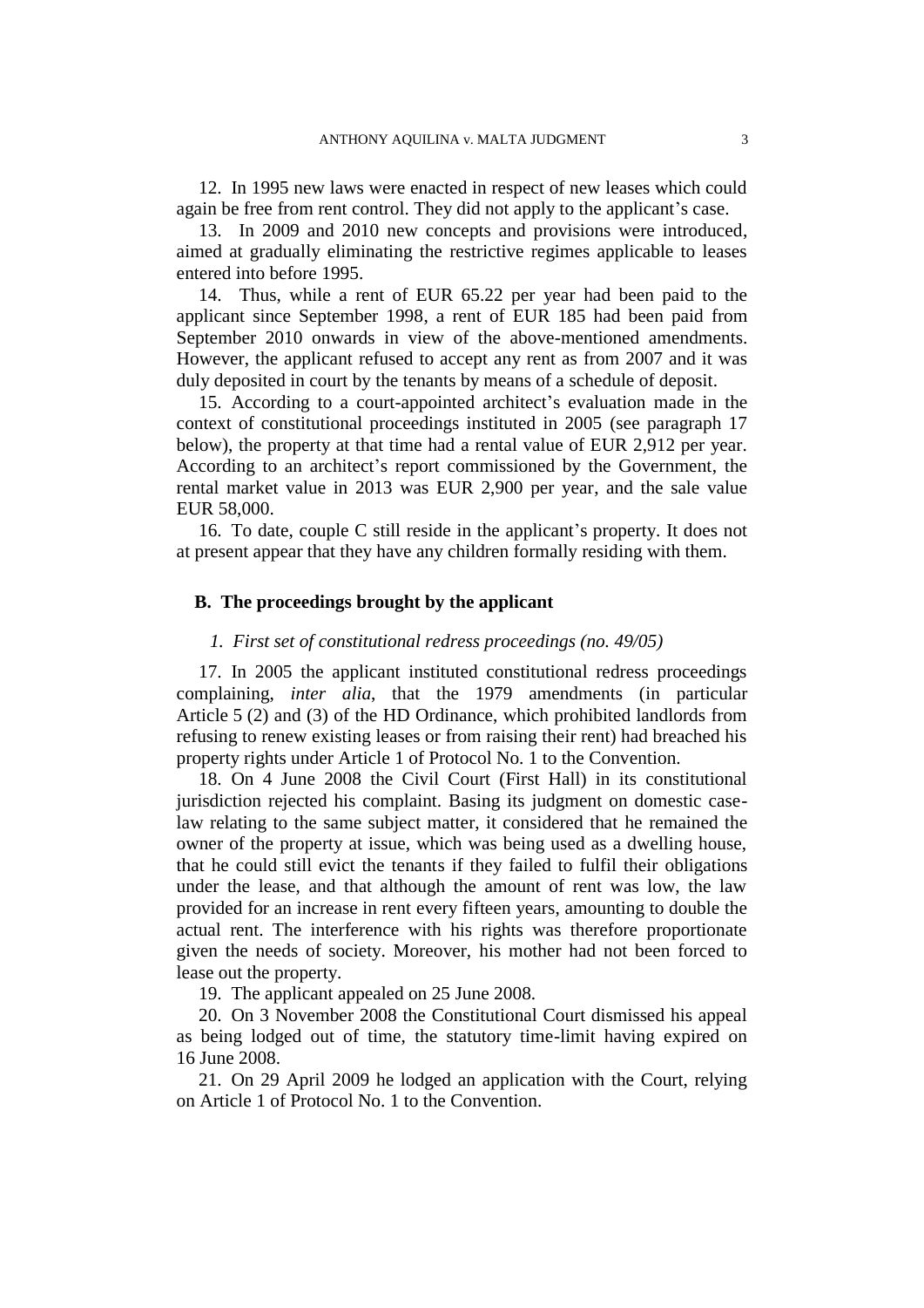12. In 1995 new laws were enacted in respect of new leases which could again be free from rent control. They did not apply to the applicant's case.

13. In 2009 and 2010 new concepts and provisions were introduced, aimed at gradually eliminating the restrictive regimes applicable to leases entered into before 1995.

14. Thus, while a rent of EUR 65.22 per year had been paid to the applicant since September 1998, a rent of EUR 185 had been paid from September 2010 onwards in view of the above-mentioned amendments. However, the applicant refused to accept any rent as from 2007 and it was duly deposited in court by the tenants by means of a schedule of deposit.

15. According to a court-appointed architect's evaluation made in the context of constitutional proceedings instituted in 2005 (see paragraph 17 below), the property at that time had a rental value of EUR 2,912 per year. According to an architect's report commissioned by the Government, the rental market value in 2013 was EUR 2,900 per year, and the sale value EUR 58,000.

16. To date, couple C still reside in the applicant's property. It does not at present appear that they have any children formally residing with them.

### B. The proceedings brought by the applicant

#### *1. First set of constitutional redress proceedings (no. 49/05)*

17. In 2005 the applicant instituted constitutional redress proceedings complaining, *inter alia*, that the 1979 amendments (in particular Article 5 (2) and (3) of the HD Ordinance, which prohibited landlords from refusing to renew existing leases or from raising their rent) had breached his property rights under Article 1 of Protocol No. 1 to the Convention.

18. On 4 June 2008 the Civil Court (First Hall) in its constitutional jurisdiction rejected his complaint. Basing its judgment on domestic case-law relating to the same subject matter, it considered that he remained the owner of the property at issue, which was being used as a dwelling house, that he could still evict the tenants if they failed to fulfil their obligations under the lease, and that although the amount of rent was low, the law provided for an increase in rent every fifteen years, amounting to double the actual rent. The interference with his rights was therefore proportionate given the needs of society. Moreover, his mother had not been forced to lease out the property.

19. The applicant appealed on 25 June 2008.

20. On 3 November 2008 the Constitutional Court dismissed his appeal as being lodged out of time, the statutory time-limit having expired on 16 June 2008.

21. On 29 April 2009 he lodged an application with the Court, relying on Article 1 of Protocol No. 1 to the Convention.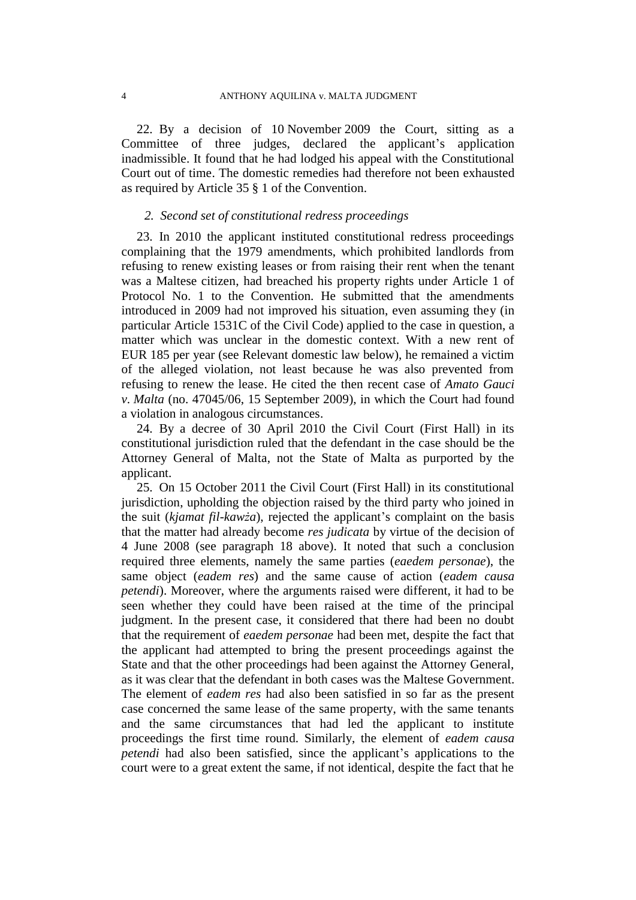22. By a decision of 10 November 2009 the Court, sitting as a Committee of three judges, declared the applicant's application inadmissible. It found that he had lodged his appeal with the Constitutional Court out of time. The domestic remedies had therefore not been exhausted as required by Article 35 § 1 of the Convention.

### *2. Second set of constitutional redress proceedings*

23. In 2010 the applicant instituted constitutional redress proceedings complaining that the 1979 amendments, which prohibited landlords from refusing to renew existing leases or from raising their rent when the tenant was a Maltese citizen, had breached his property rights under Article 1 of Protocol No. 1 to the Convention. He submitted that the amendments introduced in 2009 had not improved his situation, even assuming they (in particular Article 1531C of the Civil Code) applied to the case in question, a matter which was unclear in the domestic context. With a new rent of EUR 185 per year (see Relevant domestic law below), he remained a victim of the alleged violation, not least because he was also prevented from refusing to renew the lease. He cited the then recent case of *Amato Gauci v. Malta* (no. 47045/06, 15 September 2009), in which the Court had found a violation in analogous circumstances.

24. By a decree of 30 April 2010 the Civil Court (First Hall) in its constitutional jurisdiction ruled that the defendant in the case should be the Attorney General of Malta, not the State of Malta as purported by the applicant.

25. On 15 October 2011 the Civil Court (First Hall) in its constitutional jurisdiction, upholding the objection raised by the third party who joined in the suit (*kjamat fil-kawża*), rejected the applicant's complaint on the basis that the matter had already become *res judicata* by virtue of the decision of 4 June 2008 (see paragraph 18 above). It noted that such a conclusion required three elements, namely the same parties (*eaedem personae*), the same object (*eadem res*) and the same cause of action (*eadem causa petendi*). Moreover, where the arguments raised were different, it had to be seen whether they could have been raised at the time of the principal judgment. In the present case, it considered that there had been no doubt that the requirement of *eaedem personae* had been met, despite the fact that the applicant had attempted to bring the present proceedings against the State and that the other proceedings had been against the Attorney General, as it was clear that the defendant in both cases was the Maltese Government. The element of *eadem res* had also been satisfied in so far as the present case concerned the same lease of the same property, with the same tenants and the same circumstances that had led the applicant to institute proceedings the first time round. Similarly, the element of *eadem causa petendi* had also been satisfied, since the applicant's applications to the court were to a great extent the same, if not identical, despite the fact that he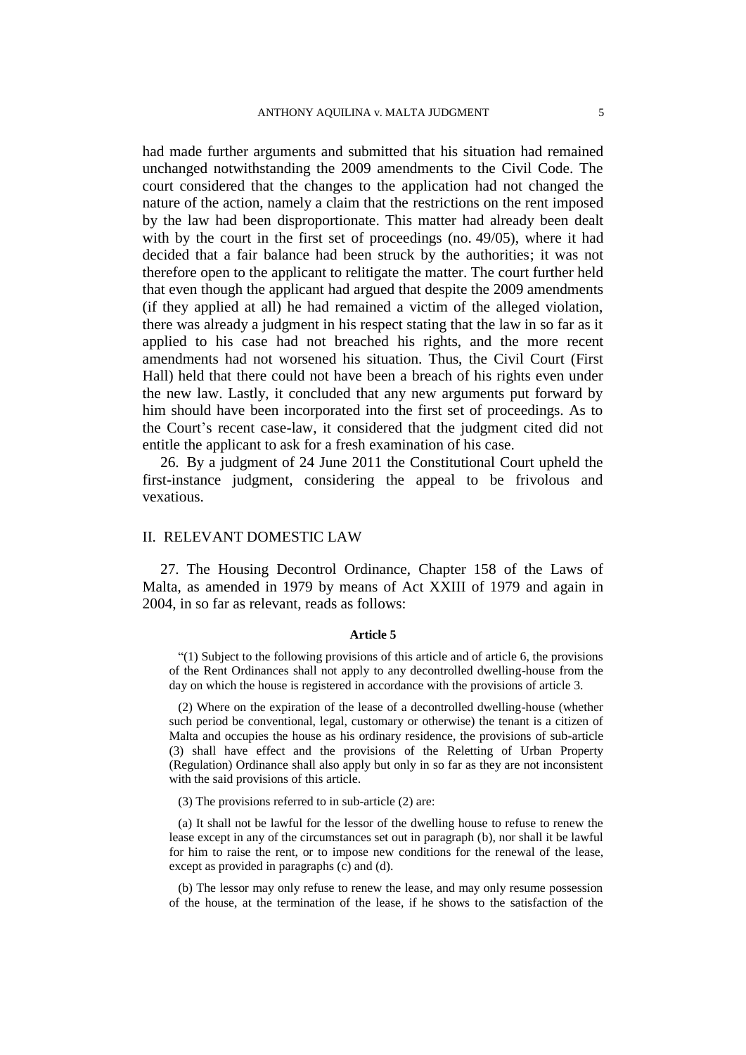had made further arguments and submitted that his situation had remained unchanged notwithstanding the 2009 amendments to the Civil Code. The court considered that the changes to the application had not changed the nature of the action, namely a claim that the restrictions on the rent imposed by the law had been disproportionate. This matter had already been dealt with by the court in the first set of proceedings (no. 49/05), where it had decided that a fair balance had been struck by the authorities; it was not therefore open to the applicant to relitigate the matter. The court further held that even though the applicant had argued that despite the 2009 amendments (if they applied at all) he had remained a victim of the alleged violation, there was already a judgment in his respect stating that the law in so far as it applied to his case had not breached his rights, and the more recent amendments had not worsened his situation. Thus, the Civil Court (First Hall) held that there could not have been a breach of his rights even under the new law. Lastly, it concluded that any new arguments put forward by him should have been incorporated into the first set of proceedings. As to the Court's recent case-law, it considered that the judgment cited did not entitle the applicant to ask for a fresh examination of his case.

26. By a judgment of 24 June 2011 the Constitutional Court upheld the first-instance judgment, considering the appeal to be frivolous and vexatious.

## II. RELEVANT DOMESTIC LAW

27. The Housing Decontrol Ordinance, Chapter 158 of the Laws of Malta, as amended in 1979 by means of Act XXIII of 1979 and again in 2004, in so far as relevant, reads as follows:

**Article 5**

"(1) Subject to the following provisions of this article and of article 6, the provisions of the Rent Ordinances shall not apply to any decontrolled dwelling-house from the day on which the house is registered in accordance with the provisions of article 3.

(2) Where on the expiration of the lease of a decontrolled dwelling-house (whether such period be conventional, legal, customary or otherwise) the tenant is a citizen of Malta and occupies the house as his ordinary residence, the provisions of sub-article (3) shall have effect and the provisions of the Reletting of Urban Property (Regulation) Ordinance shall also apply but only in so far as they are not inconsistent with the said provisions of this article.

(3) The provisions referred to in sub-article (2) are:

(a) It shall not be lawful for the lessor of the dwelling house to refuse to renew the lease except in any of the circumstances set out in paragraph (b), nor shall it be lawful for him to raise the rent, or to impose new conditions for the renewal of the lease, except as provided in paragraphs (c) and (d).

(b) The lessor may only refuse to renew the lease, and may only resume possession of the house, at the termination of the lease, if he shows to the satisfaction of the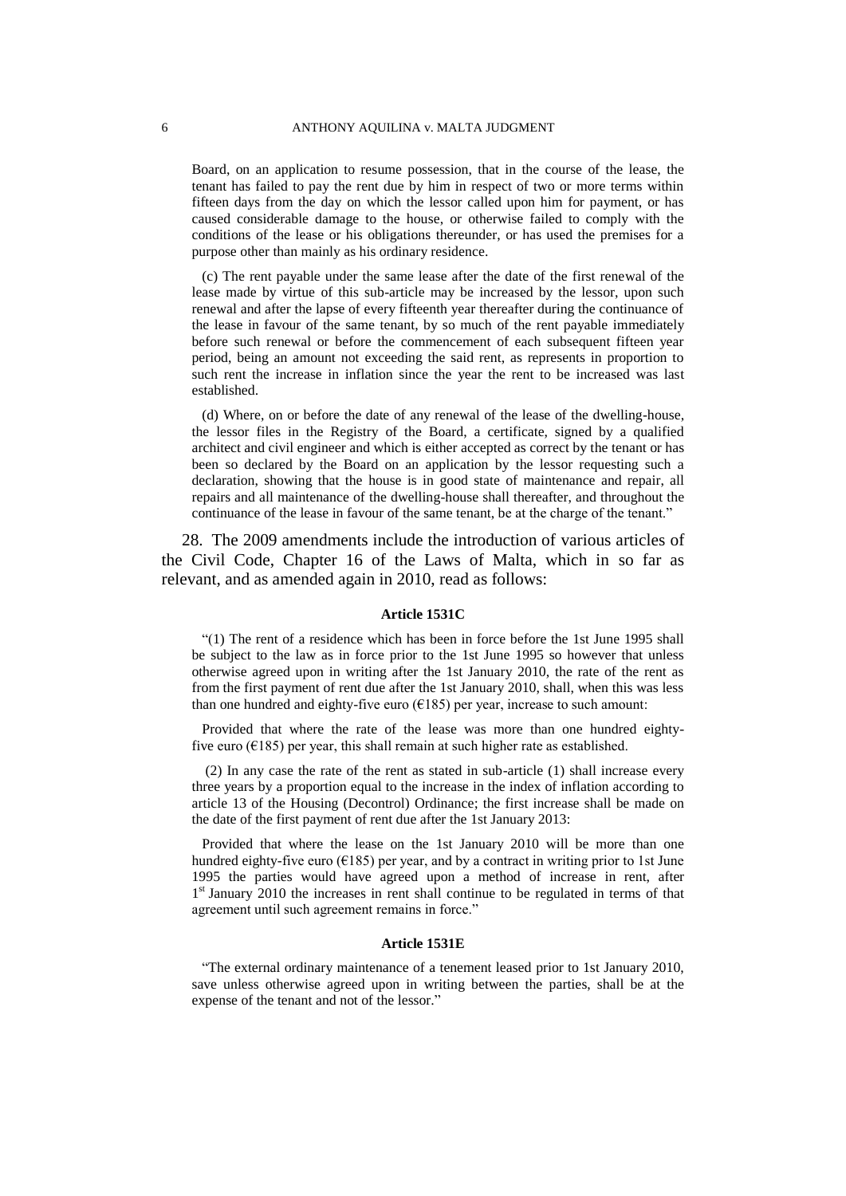Board, on an application to resume possession, that in the course of the lease, the tenant has failed to pay the rent due by him in respect of two or more terms within fifteen days from the day on which the lessor called upon him for payment, or has caused considerable damage to the house, or otherwise failed to comply with the conditions of the lease or his obligations thereunder, or has used the premises for a purpose other than mainly as his ordinary residence.

(c) The rent payable under the same lease after the date of the first renewal of the lease made by virtue of this sub-article may be increased by the lessor, upon such renewal and after the lapse of every fifteenth year thereafter during the continuance of the lease in favour of the same tenant, by so much of the rent payable immediately before such renewal or before the commencement of each subsequent fifteen year period, being an amount not exceeding the said rent, as represents in proportion to such rent the increase in inflation since the year the rent to be increased was last established.

(d) Where, on or before the date of any renewal of the lease of the dwelling-house, the lessor files in the Registry of the Board, a certificate, signed by a qualified architect and civil engineer and which is either accepted as correct by the tenant or has been so declared by the Board on an application by the lessor requesting such a declaration, showing that the house is in good state of maintenance and repair, all repairs and all maintenance of the dwelling-house shall thereafter, and throughout the continuance of the lease in favour of the same tenant, be at the charge of the tenant."

28. The 2009 amendments include the introduction of various articles of the Civil Code, Chapter 16 of the Laws of Malta, which in so far as relevant, and as amended again in 2010, read as follows:

**Article 1531C**

"(1) The rent of a residence which has been in force before the 1st June 1995 shall be subject to the law as in force prior to the 1st June 1995 so however that unless otherwise agreed upon in writing after the 1st January 2010, the rate of the rent as from the first payment of rent due after the 1st January 2010, shall, when this was less than one hundred and eighty-five euro (€185) per year, increase to such amount:

Provided that where the rate of the lease was more than one hundred eighty-five euro (€185) per year, this shall remain at such higher rate as established.

(2) In any case the rate of the rent as stated in sub-article (1) shall increase every three years by a proportion equal to the increase in the index of inflation according to article 13 of the Housing (Decontrol) Ordinance; the first increase shall be made on the date of the first payment of rent due after the 1st January 2013:

Provided that where the lease on the 1st January 2010 will be more than one hundred eighty-five euro (€185) per year, and by a contract in writing prior to 1st June 1995 the parties would have agreed upon a method of increase in rent, after 1st January 2010 the increases in rent shall continue to be regulated in terms of that agreement until such agreement remains in force."

**Article 1531E**

"The external ordinary maintenance of a tenement leased prior to 1st January 2010, save unless otherwise agreed upon in writing between the parties, shall be at the expense of the tenant and not of the lessor."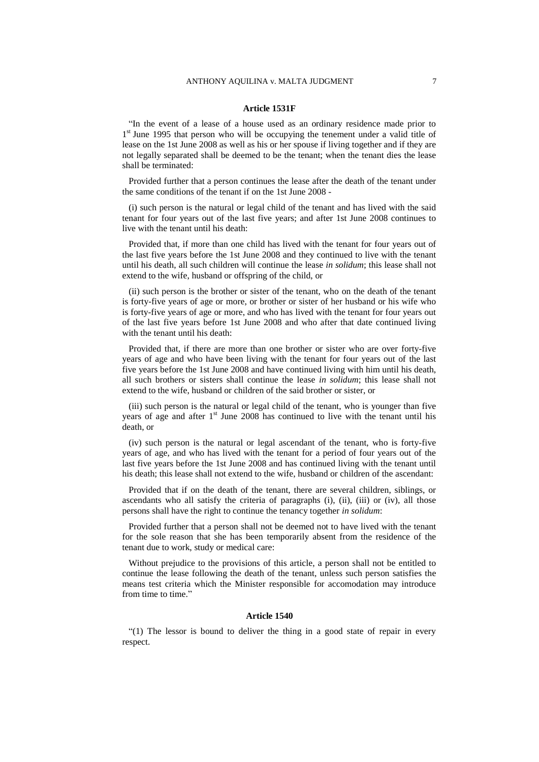#### Article 1531F

"In the event of a lease of a house used as an ordinary residence made prior to 1st June 1995 that person who will be occupying the tenement under a valid title of lease on the 1st June 2008 as well as his or her spouse if living together and if they are not legally separated shall be deemed to be the tenant; when the tenant dies the lease shall be terminated:

Provided further that a person continues the lease after the death of the tenant under the same conditions of the tenant if on the 1st June 2008 -

(i) such person is the natural or legal child of the tenant and has lived with the said tenant for four years out of the last five years; and after 1st June 2008 continues to live with the tenant until his death:

Provided that, if more than one child has lived with the tenant for four years out of the last five years before the 1st June 2008 and they continued to live with the tenant until his death, all such children will continue the lease *in solidum*; this lease shall not extend to the wife, husband or offspring of the child, or

(ii) such person is the brother or sister of the tenant, who on the death of the tenant is forty-five years of age or more, or brother or sister of her husband or his wife who is forty-five years of age or more, and who has lived with the tenant for four years out of the last five years before 1st June 2008 and who after that date continued living with the tenant until his death:

Provided that, if there are more than one brother or sister who are over forty-five years of age and who have been living with the tenant for four years out of the last five years before the 1st June 2008 and have continued living with him until his death, all such brothers or sisters shall continue the lease *in solidum*; this lease shall not extend to the wife, husband or children of the said brother or sister, or

(iii) such person is the natural or legal child of the tenant, who is younger than five years of age and after 1st June 2008 has continued to live with the tenant until his death, or

(iv) such person is the natural or legal ascendant of the tenant, who is forty-five years of age, and who has lived with the tenant for a period of four years out of the last five years before the 1st June 2008 and has continued living with the tenant until his death; this lease shall not extend to the wife, husband or children of the ascendant:

Provided that if on the death of the tenant, there are several children, siblings, or ascendants who all satisfy the criteria of paragraphs (i), (ii), (iii) or (iv), all those persons shall have the right to continue the tenancy together *in solidum*:

Provided further that a person shall not be deemed not to have lived with the tenant for the sole reason that she has been temporarily absent from the residence of the tenant due to work, study or medical care:

Without prejudice to the provisions of this article, a person shall not be entitled to continue the lease following the death of the tenant, unless such person satisfies the means test criteria which the Minister responsible for accomodation may introduce from time to time."

#### Article 1540

"(1) The lessor is bound to deliver the thing in a good state of repair in every respect.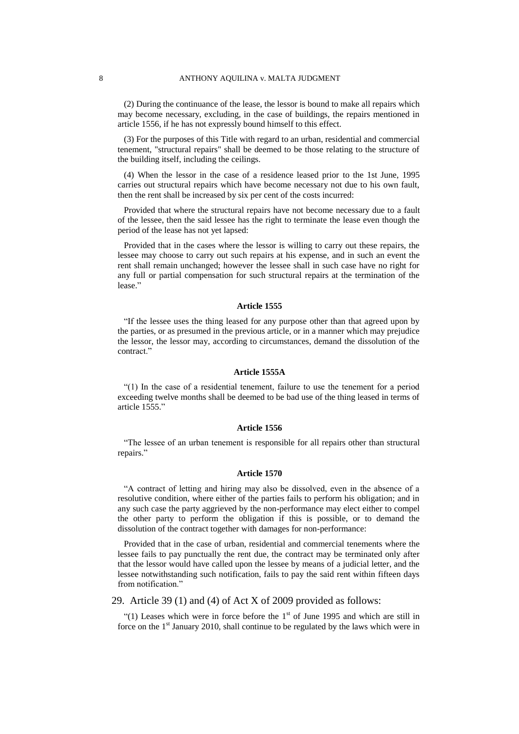(2) During the continuance of the lease, the lessor is bound to make all repairs which may become necessary, excluding, in the case of buildings, the repairs mentioned in article 1556, if he has not expressly bound himself to this effect.

(3) For the purposes of this Title with regard to an urban, residential and commercial tenement, "structural repairs" shall be deemed to be those relating to the structure of the building itself, including the ceilings.

(4) When the lessor in the case of a residence leased prior to the 1st June, 1995 carries out structural repairs which have become necessary not due to his own fault, then the rent shall be increased by six per cent of the costs incurred:

Provided that where the structural repairs have not become necessary due to a fault of the lessee, then the said lessee has the right to terminate the lease even though the period of the lease has not yet lapsed:

Provided that in the cases where the lessor is willing to carry out these repairs, the lessee may choose to carry out such repairs at his expense, and in such an event the rent shall remain unchanged; however the lessee shall in such case have no right for any full or partial compensation for such structural repairs at the termination of the lease."

#### Article 1555

"If the lessee uses the thing leased for any purpose other than that agreed upon by the parties, or as presumed in the previous article, or in a manner which may prejudice the lessor, the lessor may, according to circumstances, demand the dissolution of the contract."

#### Article 1555A

"(1) In the case of a residential tenement, failure to use the tenement for a period exceeding twelve months shall be deemed to be bad use of the thing leased in terms of article 1555."

#### Article 1556

"The lessee of an urban tenement is responsible for all repairs other than structural repairs."

#### Article 1570

"A contract of letting and hiring may also be dissolved, even in the absence of a resolutive condition, where either of the parties fails to perform his obligation; and in any such case the party aggrieved by the non-performance may elect either to compel the other party to perform the obligation if this is possible, or to demand the dissolution of the contract together with damages for non-performance:

Provided that in the case of urban, residential and commercial tenements where the lessee fails to pay punctually the rent due, the contract may be terminated only after that the lessor would have called upon the lessee by means of a judicial letter, and the lessee notwithstanding such notification, fails to pay the said rent within fifteen days from notification."

29. Article 39 (1) and (4) of Act X of 2009 provided as follows:

"(1) Leases which were in force before the 1st of June 1995 and which are still in force on the 1st January 2010, shall continue to be regulated by the laws which were in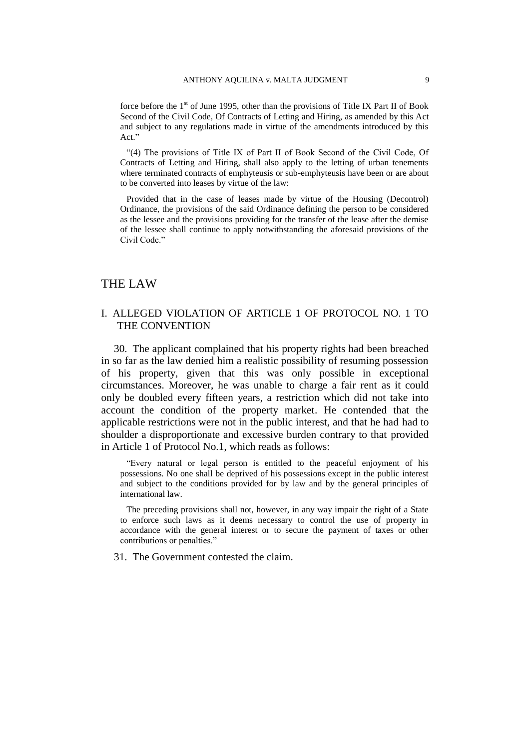force before the 1st of June 1995, other than the provisions of Title IX Part II of Book Second of the Civil Code, Of Contracts of Letting and Hiring, as amended by this Act and subject to any regulations made in virtue of the amendments introduced by this Act."

> "(4) The provisions of Title IX of Part II of Book Second of the Civil Code, Of Contracts of Letting and Hiring, shall also apply to the letting of urban tenements where terminated contracts of emphyteusis or sub-emphyteusis have been or are about to be converted into leases by virtue of the law:
>
> Provided that in the case of leases made by virtue of the Housing (Decontrol) Ordinance, the provisions of the said Ordinance defining the person to be considered as the lessee and the provisions providing for the transfer of the lease after the demise of the lessee shall continue to apply notwithstanding the aforesaid provisions of the Civil Code."

# THE LAW

## I. ALLEGED VIOLATION OF ARTICLE 1 OF PROTOCOL NO. 1 TO THE CONVENTION

30. The applicant complained that his property rights had been breached in so far as the law denied him a realistic possibility of resuming possession of his property, given that this was only possible in exceptional circumstances. Moreover, he was unable to charge a fair rent as it could only be doubled every fifteen years, a restriction which did not take into account the condition of the property market. He contended that the applicable restrictions were not in the public interest, and that he had had to shoulder a disproportionate and excessive burden contrary to that provided in Article 1 of Protocol No.1, which reads as follows:

> "Every natural or legal person is entitled to the peaceful enjoyment of his possessions. No one shall be deprived of his possessions except in the public interest and subject to the conditions provided for by law and by the general principles of international law.
>
> The preceding provisions shall not, however, in any way impair the right of a State to enforce such laws as it deems necessary to control the use of property in accordance with the general interest or to secure the payment of taxes or other contributions or penalties."

31. The Government contested the claim.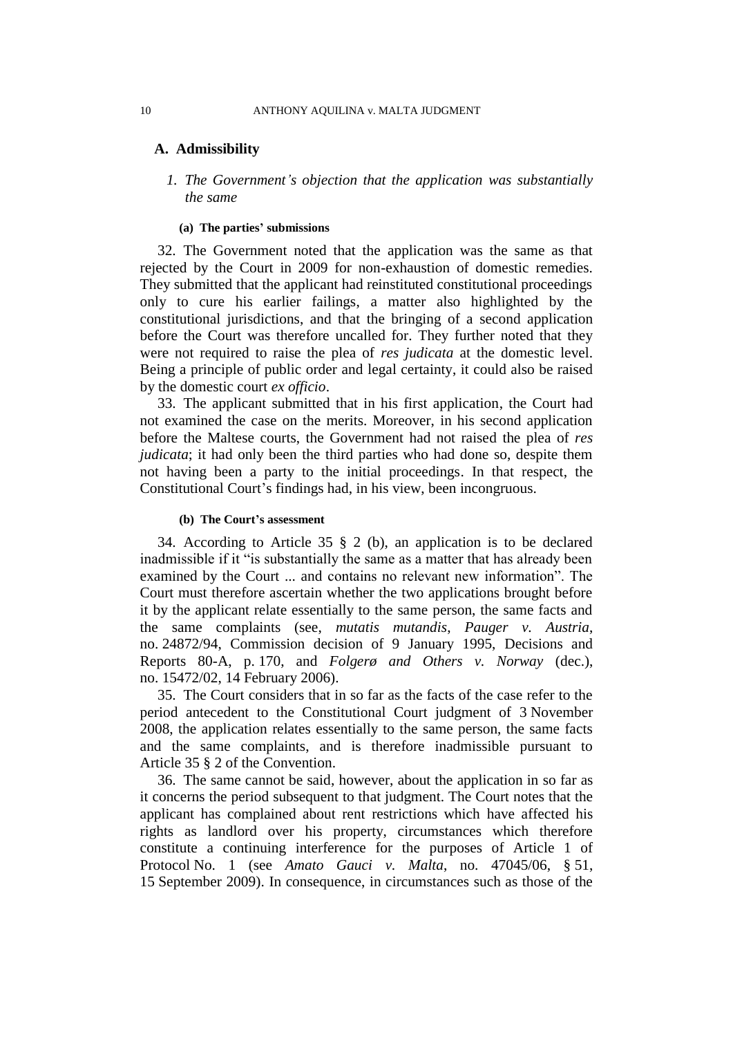## A. Admissibility

### 1. *The Government's objection that the application was substantially the same*

#### (a) The parties' submissions

32. The Government noted that the application was the same as that rejected by the Court in 2009 for non-exhaustion of domestic remedies. They submitted that the applicant had reinstituted constitutional proceedings only to cure his earlier failings, a matter also highlighted by the constitutional jurisdictions, and that the bringing of a second application before the Court was therefore uncalled for. They further noted that they were not required to raise the plea of *res judicata* at the domestic level. Being a principle of public order and legal certainty, it could also be raised by the domestic court *ex officio*.

33. The applicant submitted that in his first application, the Court had not examined the case on the merits. Moreover, in his second application before the Maltese courts, the Government had not raised the plea of *res judicata*; it had only been the third parties who had done so, despite them not having been a party to the initial proceedings. In that respect, the Constitutional Court's findings had, in his view, been incongruous.

#### (b) The Court's assessment

34. According to Article 35 § 2 (b), an application is to be declared inadmissible if it "is substantially the same as a matter that has already been examined by the Court ... and contains no relevant new information". The Court must therefore ascertain whether the two applications brought before it by the applicant relate essentially to the same person, the same facts and the same complaints (see, *mutatis mutandis*, *Pauger v. Austria*, no. 24872/94, Commission decision of 9 January 1995, Decisions and Reports 80-A, p. 170, and *Folgerø and Others v. Norway* (dec.), no. 15472/02, 14 February 2006).

35. The Court considers that in so far as the facts of the case refer to the period antecedent to the Constitutional Court judgment of 3 November 2008, the application relates essentially to the same person, the same facts and the same complaints, and is therefore inadmissible pursuant to Article 35 § 2 of the Convention.

36. The same cannot be said, however, about the application in so far as it concerns the period subsequent to that judgment. The Court notes that the applicant has complained about rent restrictions which have affected his rights as landlord over his property, circumstances which therefore constitute a continuing interference for the purposes of Article 1 of Protocol No. 1 (see *Amato Gauci v. Malta*, no. 47045/06, § 51, 15 September 2009). In consequence, in circumstances such as those of the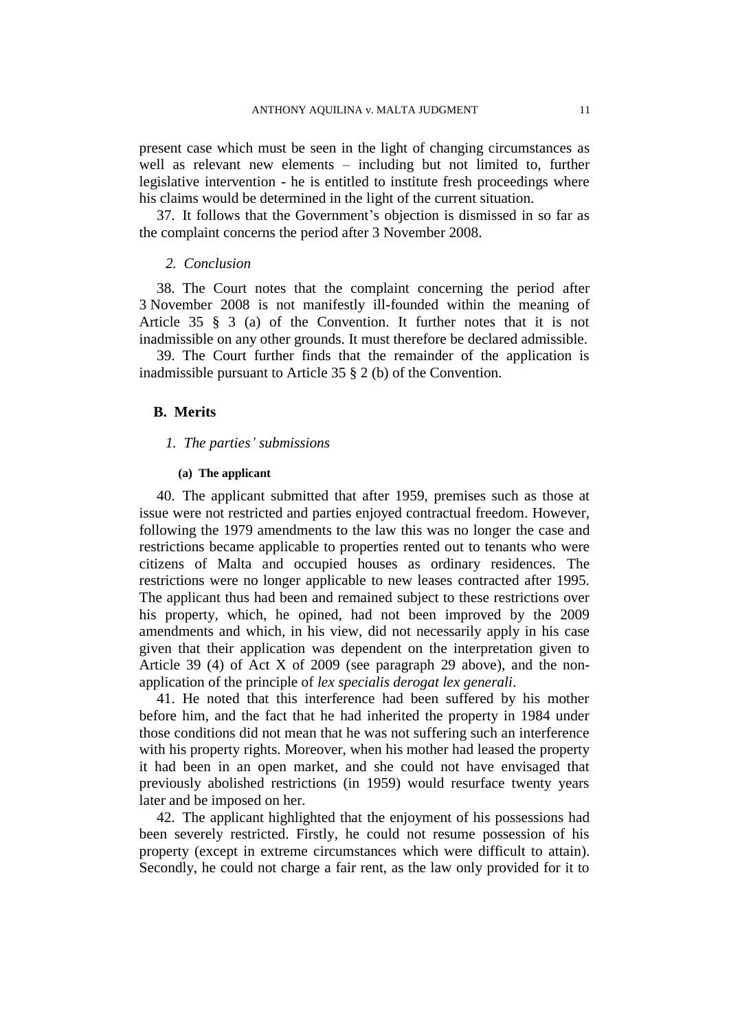present case which must be seen in the light of changing circumstances as well as relevant new elements – including but not limited to, further legislative intervention - he is entitled to institute fresh proceedings where his claims would be determined in the light of the current situation.

37. It follows that the Government's objection is dismissed in so far as the complaint concerns the period after 3 November 2008.

*2. Conclusion*

38. The Court notes that the complaint concerning the period after 3 November 2008 is not manifestly ill-founded within the meaning of Article 35 § 3 (a) of the Convention. It further notes that it is not inadmissible on any other grounds. It must therefore be declared admissible.

39. The Court further finds that the remainder of the application is inadmissible pursuant to Article 35 § 2 (b) of the Convention.

## B. Merits

### *1. The parties' submissions*

#### (a) The applicant

40. The applicant submitted that after 1959, premises such as those at issue were not restricted and parties enjoyed contractual freedom. However, following the 1979 amendments to the law this was no longer the case and restrictions became applicable to properties rented out to tenants who were citizens of Malta and occupied houses as ordinary residences. The restrictions were no longer applicable to new leases contracted after 1995. The applicant thus had been and remained subject to these restrictions over his property, which, he opined, had not been improved by the 2009 amendments and which, in his view, did not necessarily apply in his case given that their application was dependent on the interpretation given to Article 39 (4) of Act X of 2009 (see paragraph 29 above), and the non-application of the principle of *lex specialis derogat lex generali*.

41. He noted that this interference had been suffered by his mother before him, and the fact that he had inherited the property in 1984 under those conditions did not mean that he was not suffering such an interference with his property rights. Moreover, when his mother had leased the property it had been in an open market, and she could not have envisaged that previously abolished restrictions (in 1959) would resurface twenty years later and be imposed on her.

42. The applicant highlighted that the enjoyment of his possessions had been severely restricted. Firstly, he could not resume possession of his property (except in extreme circumstances which were difficult to attain). Secondly, he could not charge a fair rent, as the law only provided for it to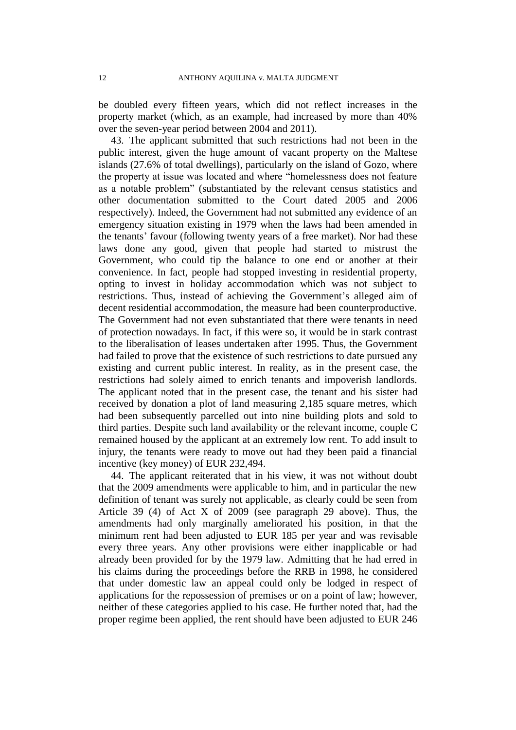be doubled every fifteen years, which did not reflect increases in the property market (which, as an example, had increased by more than 40% over the seven-year period between 2004 and 2011).

43. The applicant submitted that such restrictions had not been in the public interest, given the huge amount of vacant property on the Maltese islands (27.6% of total dwellings), particularly on the island of Gozo, where the property at issue was located and where "homelessness does not feature as a notable problem" (substantiated by the relevant census statistics and other documentation submitted to the Court dated 2005 and 2006 respectively). Indeed, the Government had not submitted any evidence of an emergency situation existing in 1979 when the laws had been amended in the tenants' favour (following twenty years of a free market). Nor had these laws done any good, given that people had started to mistrust the Government, who could tip the balance to one end or another at their convenience. In fact, people had stopped investing in residential property, opting to invest in holiday accommodation which was not subject to restrictions. Thus, instead of achieving the Government's alleged aim of decent residential accommodation, the measure had been counterproductive. The Government had not even substantiated that there were tenants in need of protection nowadays. In fact, if this were so, it would be in stark contrast to the liberalisation of leases undertaken after 1995. Thus, the Government had failed to prove that the existence of such restrictions to date pursued any existing and current public interest. In reality, as in the present case, the restrictions had solely aimed to enrich tenants and impoverish landlords. The applicant noted that in the present case, the tenant and his sister had received by donation a plot of land measuring 2,185 square metres, which had been subsequently parcelled out into nine building plots and sold to third parties. Despite such land availability or the relevant income, couple C remained housed by the applicant at an extremely low rent. To add insult to injury, the tenants were ready to move out had they been paid a financial incentive (key money) of EUR 232,494.

44. The applicant reiterated that in his view, it was not without doubt that the 2009 amendments were applicable to him, and in particular the new definition of tenant was surely not applicable, as clearly could be seen from Article 39 (4) of Act X of 2009 (see paragraph 29 above). Thus, the amendments had only marginally ameliorated his position, in that the minimum rent had been adjusted to EUR 185 per year and was revisable every three years. Any other provisions were either inapplicable or had already been provided for by the 1979 law. Admitting that he had erred in his claims during the proceedings before the RRB in 1998, he considered that under domestic law an appeal could only be lodged in respect of applications for the repossession of premises or on a point of law; however, neither of these categories applied to his case. He further noted that, had the proper regime been applied, the rent should have been adjusted to EUR 246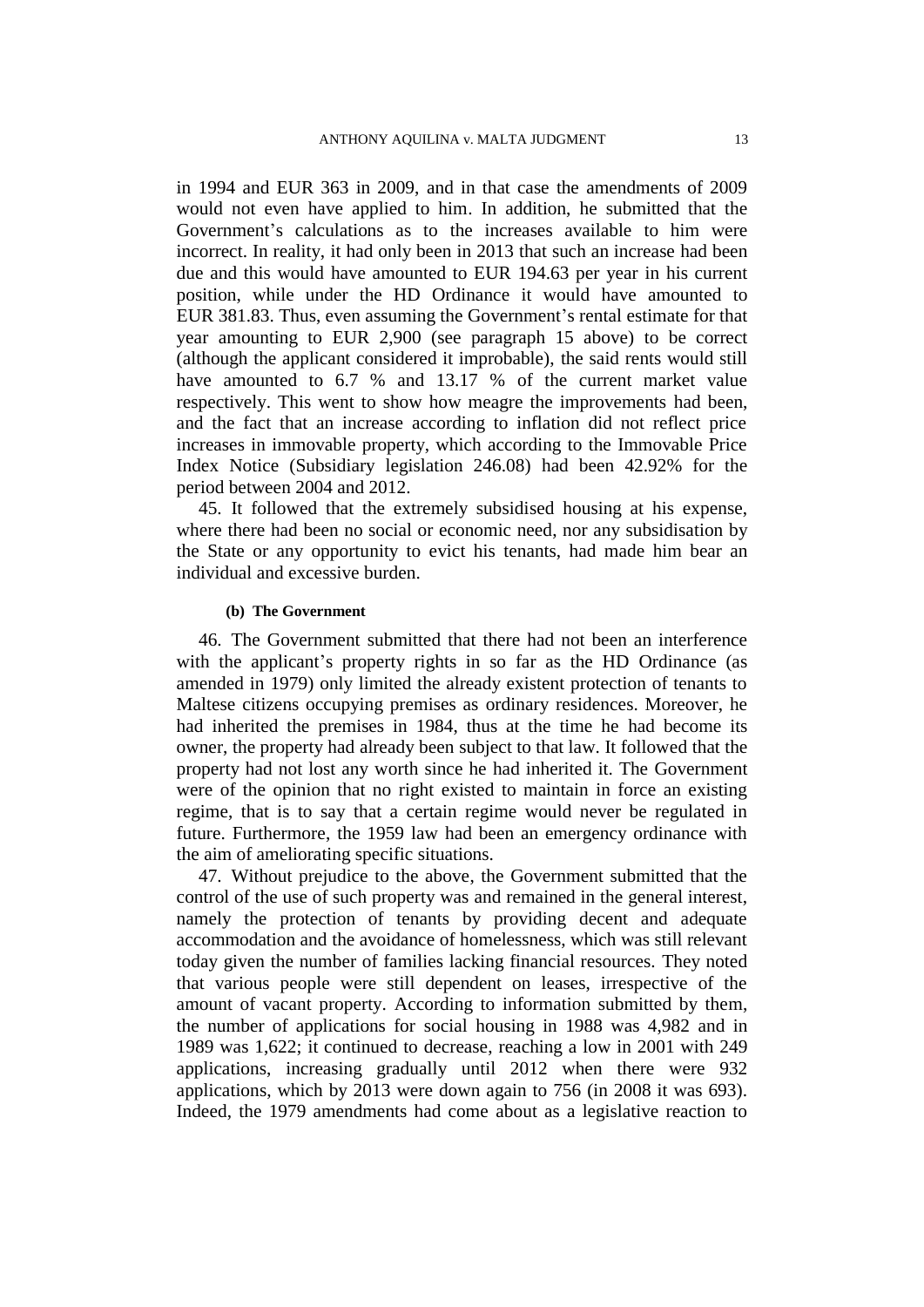in 1994 and EUR 363 in 2009, and in that case the amendments of 2009 would not even have applied to him. In addition, he submitted that the Government's calculations as to the increases available to him were incorrect. In reality, it had only been in 2013 that such an increase had been due and this would have amounted to EUR 194.63 per year in his current position, while under the HD Ordinance it would have amounted to EUR 381.83. Thus, even assuming the Government's rental estimate for that year amounting to EUR 2,900 (see paragraph 15 above) to be correct (although the applicant considered it improbable), the said rents would still have amounted to 6.7 % and 13.17 % of the current market value respectively. This went to show how meagre the improvements had been, and the fact that an increase according to inflation did not reflect price increases in immovable property, which according to the Immovable Price Index Notice (Subsidiary legislation 246.08) had been 42.92% for the period between 2004 and 2012.

45. It followed that the extremely subsidised housing at his expense, where there had been no social or economic need, nor any subsidisation by the State or any opportunity to evict his tenants, had made him bear an individual and excessive burden.

#### (b) The Government

46. The Government submitted that there had not been an interference with the applicant's property rights in so far as the HD Ordinance (as amended in 1979) only limited the already existent protection of tenants to Maltese citizens occupying premises as ordinary residences. Moreover, he had inherited the premises in 1984, thus at the time he had become its owner, the property had already been subject to that law. It followed that the property had not lost any worth since he had inherited it. The Government were of the opinion that no right existed to maintain in force an existing regime, that is to say that a certain regime would never be regulated in future. Furthermore, the 1959 law had been an emergency ordinance with the aim of ameliorating specific situations.

47. Without prejudice to the above, the Government submitted that the control of the use of such property was and remained in the general interest, namely the protection of tenants by providing decent and adequate accommodation and the avoidance of homelessness, which was still relevant today given the number of families lacking financial resources. They noted that various people were still dependent on leases, irrespective of the amount of vacant property. According to information submitted by them, the number of applications for social housing in 1988 was 4,982 and in 1989 was 1,622; it continued to decrease, reaching a low in 2001 with 249 applications, increasing gradually until 2012 when there were 932 applications, which by 2013 were down again to 756 (in 2008 it was 693). Indeed, the 1979 amendments had come about as a legislative reaction to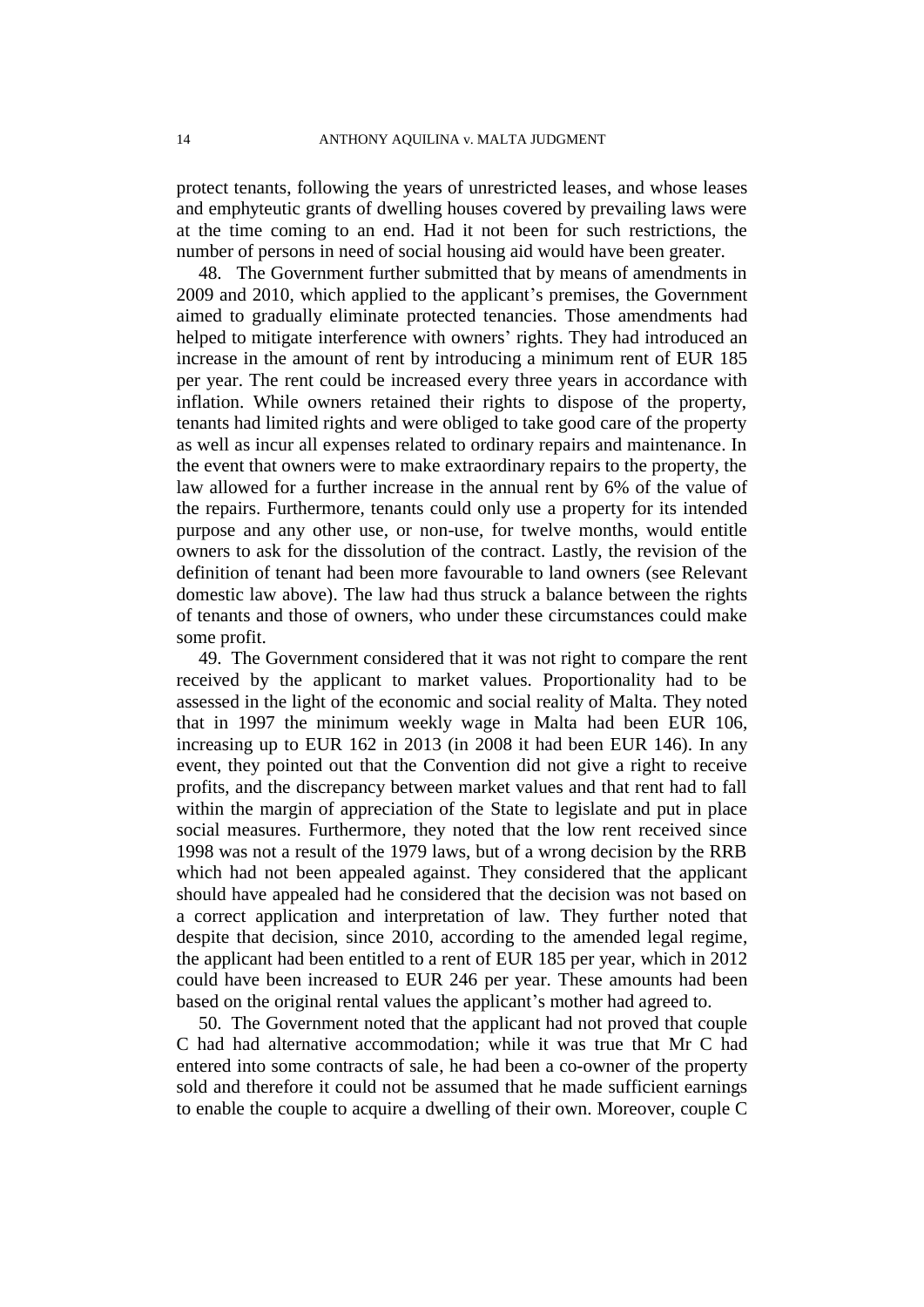protect tenants, following the years of unrestricted leases, and whose leases and emphyteutic grants of dwelling houses covered by prevailing laws were at the time coming to an end. Had it not been for such restrictions, the number of persons in need of social housing aid would have been greater.

48. The Government further submitted that by means of amendments in 2009 and 2010, which applied to the applicant's premises, the Government aimed to gradually eliminate protected tenancies. Those amendments had helped to mitigate interference with owners' rights. They had introduced an increase in the amount of rent by introducing a minimum rent of EUR 185 per year. The rent could be increased every three years in accordance with inflation. While owners retained their rights to dispose of the property, tenants had limited rights and were obliged to take good care of the property as well as incur all expenses related to ordinary repairs and maintenance. In the event that owners were to make extraordinary repairs to the property, the law allowed for a further increase in the annual rent by 6% of the value of the repairs. Furthermore, tenants could only use a property for its intended purpose and any other use, or non-use, for twelve months, would entitle owners to ask for the dissolution of the contract. Lastly, the revision of the definition of tenant had been more favourable to land owners (see Relevant domestic law above). The law had thus struck a balance between the rights of tenants and those of owners, who under these circumstances could make some profit.

49. The Government considered that it was not right to compare the rent received by the applicant to market values. Proportionality had to be assessed in the light of the economic and social reality of Malta. They noted that in 1997 the minimum weekly wage in Malta had been EUR 106, increasing up to EUR 162 in 2013 (in 2008 it had been EUR 146). In any event, they pointed out that the Convention did not give a right to receive profits, and the discrepancy between market values and that rent had to fall within the margin of appreciation of the State to legislate and put in place social measures. Furthermore, they noted that the low rent received since 1998 was not a result of the 1979 laws, but of a wrong decision by the RRB which had not been appealed against. They considered that the applicant should have appealed had he considered that the decision was not based on a correct application and interpretation of law. They further noted that despite that decision, since 2010, according to the amended legal regime, the applicant had been entitled to a rent of EUR 185 per year, which in 2012 could have been increased to EUR 246 per year. These amounts had been based on the original rental values the applicant's mother had agreed to.

50. The Government noted that the applicant had not proved that couple C had had alternative accommodation; while it was true that Mr C had entered into some contracts of sale, he had been a co-owner of the property sold and therefore it could not be assumed that he made sufficient earnings to enable the couple to acquire a dwelling of their own. Moreover, couple C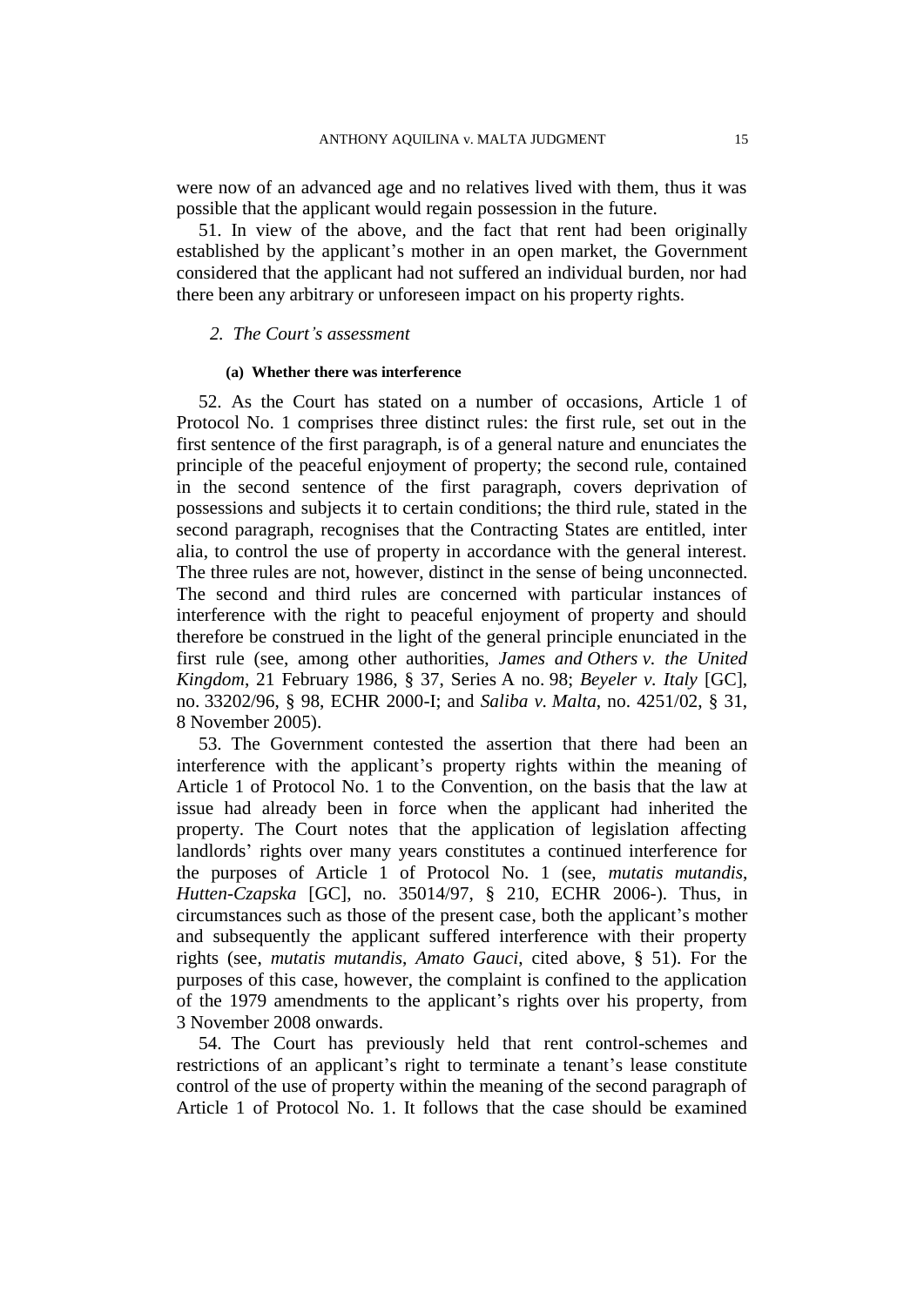were now of an advanced age and no relatives lived with them, thus it was possible that the applicant would regain possession in the future.

51. In view of the above, and the fact that rent had been originally established by the applicant's mother in an open market, the Government considered that the applicant had not suffered an individual burden, nor had there been any arbitrary or unforeseen impact on his property rights.

### *2. The Court's assessment*

#### **(a) Whether there was interference**

52. As the Court has stated on a number of occasions, Article 1 of Protocol No. 1 comprises three distinct rules: the first rule, set out in the first sentence of the first paragraph, is of a general nature and enunciates the principle of the peaceful enjoyment of property; the second rule, contained in the second sentence of the first paragraph, covers deprivation of possessions and subjects it to certain conditions; the third rule, stated in the second paragraph, recognises that the Contracting States are entitled, inter alia, to control the use of property in accordance with the general interest. The three rules are not, however, distinct in the sense of being unconnected. The second and third rules are concerned with particular instances of interference with the right to peaceful enjoyment of property and should therefore be construed in the light of the general principle enunciated in the first rule (see, among other authorities, *James and Others v. the United Kingdom*, 21 February 1986, § 37, Series A no. 98; *Beyeler v. Italy* [GC], no. 33202/96, § 98, ECHR 2000-I; and *Saliba v. Malta*, no. 4251/02, § 31, 8 November 2005).

53. The Government contested the assertion that there had been an interference with the applicant's property rights within the meaning of Article 1 of Protocol No. 1 to the Convention, on the basis that the law at issue had already been in force when the applicant had inherited the property. The Court notes that the application of legislation affecting landlords' rights over many years constitutes a continued interference for the purposes of Article 1 of Protocol No. 1 (see, *mutatis mutandis*, *Hutten-Czapska* [GC], no. 35014/97, § 210, ECHR 2006-). Thus, in circumstances such as those of the present case, both the applicant's mother and subsequently the applicant suffered interference with their property rights (see, *mutatis mutandis*, *Amato Gauci*, cited above, § 51). For the purposes of this case, however, the complaint is confined to the application of the 1979 amendments to the applicant's rights over his property, from 3 November 2008 onwards.

54. The Court has previously held that rent control-schemes and restrictions of an applicant's right to terminate a tenant's lease constitute control of the use of property within the meaning of the second paragraph of Article 1 of Protocol No. 1. It follows that the case should be examined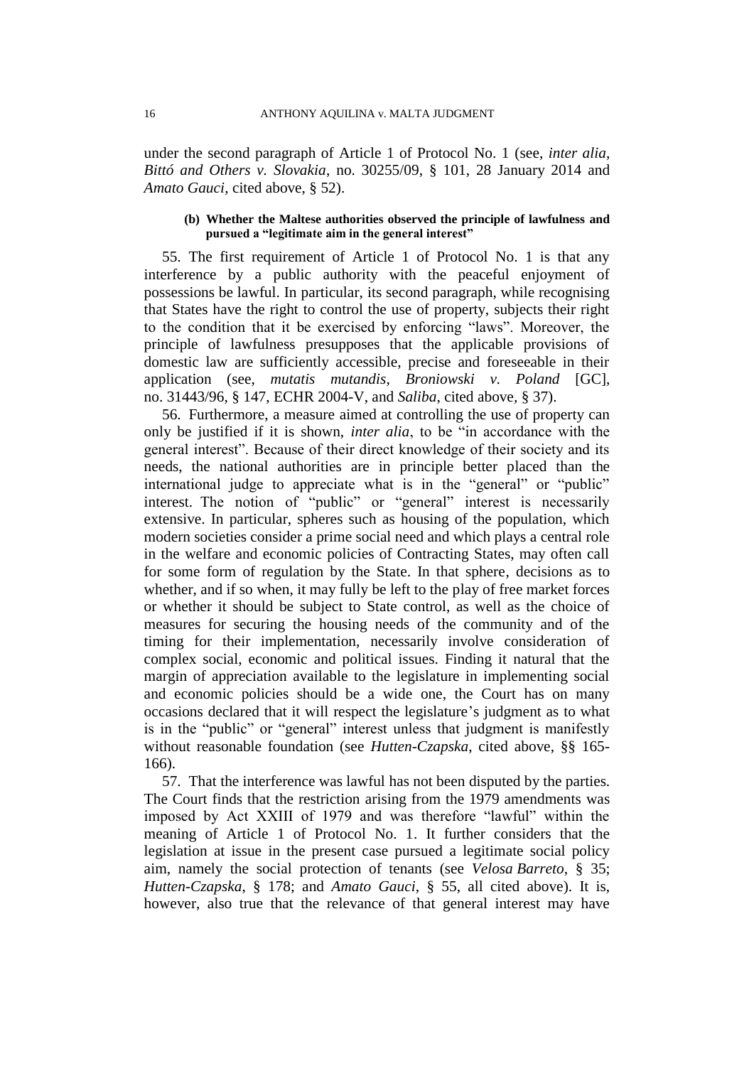under the second paragraph of Article 1 of Protocol No. 1 (see, *inter alia*, *Bittó and Others v. Slovakia*, no. 30255/09, § 101, 28 January 2014 and *Amato Gauci*, cited above, § 52).

#### (b) Whether the Maltese authorities observed the principle of lawfulness and pursued a "legitimate aim in the general interest"

55. The first requirement of Article 1 of Protocol No. 1 is that any interference by a public authority with the peaceful enjoyment of possessions be lawful. In particular, its second paragraph, while recognising that States have the right to control the use of property, subjects their right to the condition that it be exercised by enforcing "laws". Moreover, the principle of lawfulness presupposes that the applicable provisions of domestic law are sufficiently accessible, precise and foreseeable in their application (see, *mutatis mutandis*, *Broniowski v. Poland* [GC], no. 31443/96, § 147, ECHR 2004-V, and *Saliba*, cited above, § 37).

56. Furthermore, a measure aimed at controlling the use of property can only be justified if it is shown, *inter alia*, to be "in accordance with the general interest". Because of their direct knowledge of their society and its needs, the national authorities are in principle better placed than the international judge to appreciate what is in the "general" or "public" interest. The notion of "public" or "general" interest is necessarily extensive. In particular, spheres such as housing of the population, which modern societies consider a prime social need and which plays a central role in the welfare and economic policies of Contracting States, may often call for some form of regulation by the State. In that sphere, decisions as to whether, and if so when, it may fully be left to the play of free market forces or whether it should be subject to State control, as well as the choice of measures for securing the housing needs of the community and of the timing for their implementation, necessarily involve consideration of complex social, economic and political issues. Finding it natural that the margin of appreciation available to the legislature in implementing social and economic policies should be a wide one, the Court has on many occasions declared that it will respect the legislature's judgment as to what is in the "public" or "general" interest unless that judgment is manifestly without reasonable foundation (see *Hutten-Czapska*, cited above, §§ 165-166).

57. That the interference was lawful has not been disputed by the parties. The Court finds that the restriction arising from the 1979 amendments was imposed by Act XXIII of 1979 and was therefore "lawful" within the meaning of Article 1 of Protocol No. 1. It further considers that the legislation at issue in the present case pursued a legitimate social policy aim, namely the social protection of tenants (see *Velosa Barreto*, § 35; *Hutten-Czapska*, § 178; and *Amato Gauci*, § 55, all cited above). It is, however, also true that the relevance of that general interest may have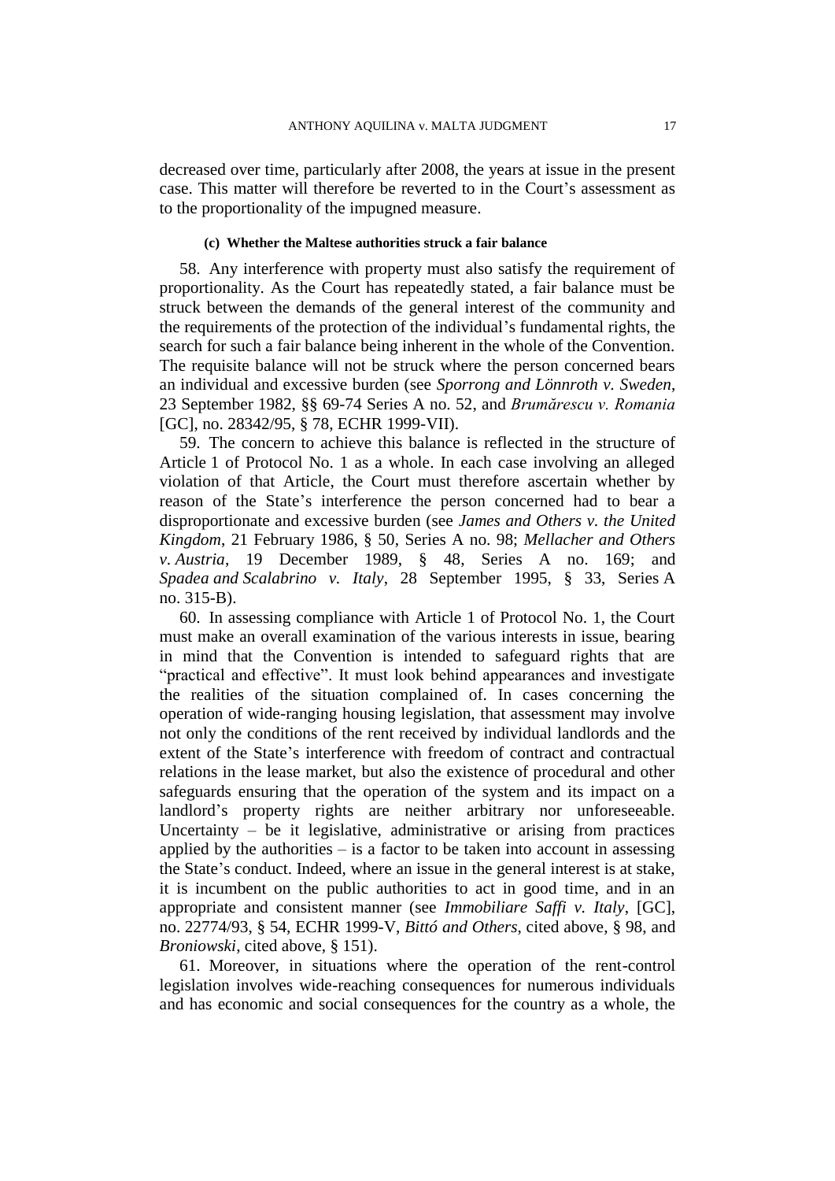decreased over time, particularly after 2008, the years at issue in the present case. This matter will therefore be reverted to in the Court's assessment as to the proportionality of the impugned measure.

#### (c) Whether the Maltese authorities struck a fair balance

58. Any interference with property must also satisfy the requirement of proportionality. As the Court has repeatedly stated, a fair balance must be struck between the demands of the general interest of the community and the requirements of the protection of the individual's fundamental rights, the search for such a fair balance being inherent in the whole of the Convention. The requisite balance will not be struck where the person concerned bears an individual and excessive burden (see *Sporrong and Lönnroth v. Sweden*, 23 September 1982, §§ 69-74 Series A no. 52, and *Brumărescu v. Romania* [GC], no. 28342/95, § 78, ECHR 1999-VII).

59. The concern to achieve this balance is reflected in the structure of Article 1 of Protocol No. 1 as a whole. In each case involving an alleged violation of that Article, the Court must therefore ascertain whether by reason of the State's interference the person concerned had to bear a disproportionate and excessive burden (see *James and Others v. the United Kingdom*, 21 February 1986, § 50, Series A no. 98; *Mellacher and Others v. Austria*, 19 December 1989, § 48, Series A no. 169; and *Spadea and Scalabrino v. Italy*, 28 September 1995, § 33, Series A no. 315-B).

60. In assessing compliance with Article 1 of Protocol No. 1, the Court must make an overall examination of the various interests in issue, bearing in mind that the Convention is intended to safeguard rights that are "practical and effective". It must look behind appearances and investigate the realities of the situation complained of. In cases concerning the operation of wide-ranging housing legislation, that assessment may involve not only the conditions of the rent received by individual landlords and the extent of the State's interference with freedom of contract and contractual relations in the lease market, but also the existence of procedural and other safeguards ensuring that the operation of the system and its impact on a landlord's property rights are neither arbitrary nor unforeseeable. Uncertainty – be it legislative, administrative or arising from practices applied by the authorities – is a factor to be taken into account in assessing the State's conduct. Indeed, where an issue in the general interest is at stake, it is incumbent on the public authorities to act in good time, and in an appropriate and consistent manner (see *Immobiliare Saffi v. Italy*, [GC], no. 22774/93, § 54, ECHR 1999-V, *Bittó and Others*, cited above, § 98, and *Broniowski*, cited above, § 151).

61. Moreover, in situations where the operation of the rent-control legislation involves wide-reaching consequences for numerous individuals and has economic and social consequences for the country as a whole, the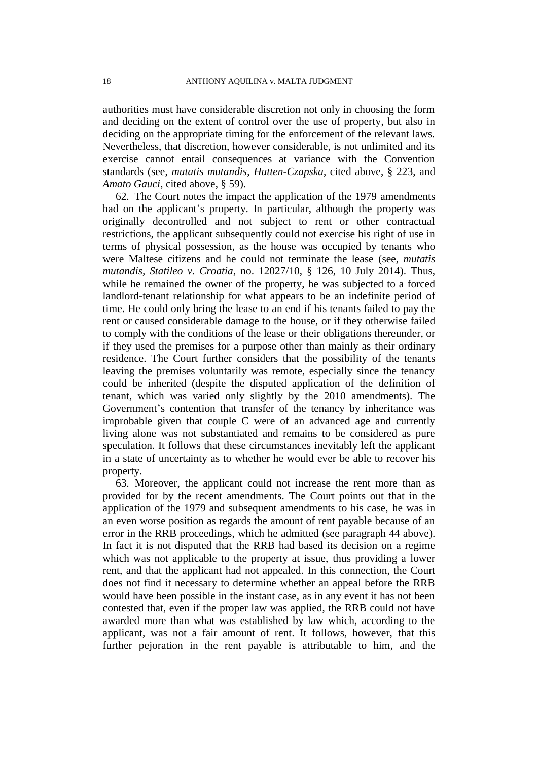authorities must have considerable discretion not only in choosing the form and deciding on the extent of control over the use of property, but also in deciding on the appropriate timing for the enforcement of the relevant laws. Nevertheless, that discretion, however considerable, is not unlimited and its exercise cannot entail consequences at variance with the Convention standards (see, *mutatis mutandis*, *Hutten-Czapska*, cited above, § 223, and *Amato Gauci*, cited above, § 59).

62. The Court notes the impact the application of the 1979 amendments had on the applicant's property. In particular, although the property was originally decontrolled and not subject to rent or other contractual restrictions, the applicant subsequently could not exercise his right of use in terms of physical possession, as the house was occupied by tenants who were Maltese citizens and he could not terminate the lease (see, *mutatis mutandis*, *Statileo v. Croatia*, no. 12027/10, § 126, 10 July 2014). Thus, while he remained the owner of the property, he was subjected to a forced landlord-tenant relationship for what appears to be an indefinite period of time. He could only bring the lease to an end if his tenants failed to pay the rent or caused considerable damage to the house, or if they otherwise failed to comply with the conditions of the lease or their obligations thereunder, or if they used the premises for a purpose other than mainly as their ordinary residence. The Court further considers that the possibility of the tenants leaving the premises voluntarily was remote, especially since the tenancy could be inherited (despite the disputed application of the definition of tenant, which was varied only slightly by the 2010 amendments). The Government's contention that transfer of the tenancy by inheritance was improbable given that couple C were of an advanced age and currently living alone was not substantiated and remains to be considered as pure speculation. It follows that these circumstances inevitably left the applicant in a state of uncertainty as to whether he would ever be able to recover his property.

63. Moreover, the applicant could not increase the rent more than as provided for by the recent amendments. The Court points out that in the application of the 1979 and subsequent amendments to his case, he was in an even worse position as regards the amount of rent payable because of an error in the RRB proceedings, which he admitted (see paragraph 44 above). In fact it is not disputed that the RRB had based its decision on a regime which was not applicable to the property at issue, thus providing a lower rent, and that the applicant had not appealed. In this connection, the Court does not find it necessary to determine whether an appeal before the RRB would have been possible in the instant case, as in any event it has not been contested that, even if the proper law was applied, the RRB could not have awarded more than what was established by law which, according to the applicant, was not a fair amount of rent. It follows, however, that this further pejoration in the rent payable is attributable to him, and the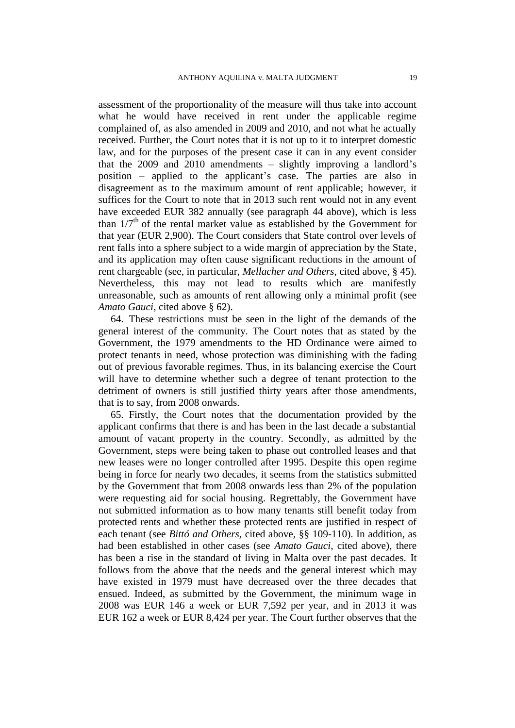assessment of the proportionality of the measure will thus take into account what he would have received in rent under the applicable regime complained of, as also amended in 2009 and 2010, and not what he actually received. Further, the Court notes that it is not up to it to interpret domestic law, and for the purposes of the present case it can in any event consider that the 2009 and 2010 amendments – slightly improving a landlord's position – applied to the applicant's case. The parties are also in disagreement as to the maximum amount of rent applicable; however, it suffices for the Court to note that in 2013 such rent would not in any event have exceeded EUR 382 annually (see paragraph 44 above), which is less than $1/7^{th}$ of the rental market value as established by the Government for that year (EUR 2,900). The Court considers that State control over levels of rent falls into a sphere subject to a wide margin of appreciation by the State, and its application may often cause significant reductions in the amount of rent chargeable (see, in particular, *Mellacher and Others*, cited above, § 45). Nevertheless, this may not lead to results which are manifestly unreasonable, such as amounts of rent allowing only a minimal profit (see *Amato Gauci*, cited above § 62).

64. These restrictions must be seen in the light of the demands of the general interest of the community. The Court notes that as stated by the Government, the 1979 amendments to the HD Ordinance were aimed to protect tenants in need, whose protection was diminishing with the fading out of previous favorable regimes. Thus, in its balancing exercise the Court will have to determine whether such a degree of tenant protection to the detriment of owners is still justified thirty years after those amendments, that is to say, from 2008 onwards.

65. Firstly, the Court notes that the documentation provided by the applicant confirms that there is and has been in the last decade a substantial amount of vacant property in the country. Secondly, as admitted by the Government, steps were being taken to phase out controlled leases and that new leases were no longer controlled after 1995. Despite this open regime being in force for nearly two decades, it seems from the statistics submitted by the Government that from 2008 onwards less than 2% of the population were requesting aid for social housing. Regrettably, the Government have not submitted information as to how many tenants still benefit today from protected rents and whether these protected rents are justified in respect of each tenant (see *Bittó and Others*, cited above, §§ 109-110). In addition, as had been established in other cases (see *Amato Gauci*, cited above), there has been a rise in the standard of living in Malta over the past decades. It follows from the above that the needs and the general interest which may have existed in 1979 must have decreased over the three decades that ensued. Indeed, as submitted by the Government, the minimum wage in 2008 was EUR 146 a week or EUR 7,592 per year, and in 2013 it was EUR 162 a week or EUR 8,424 per year. The Court further observes that the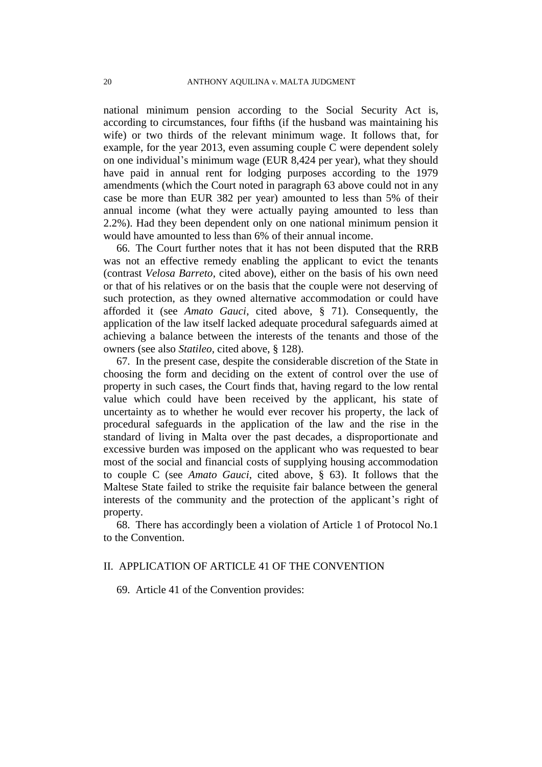national minimum pension according to the Social Security Act is, according to circumstances, four fifths (if the husband was maintaining his wife) or two thirds of the relevant minimum wage. It follows that, for example, for the year 2013, even assuming couple C were dependent solely on one individual's minimum wage (EUR 8,424 per year), what they should have paid in annual rent for lodging purposes according to the 1979 amendments (which the Court noted in paragraph 63 above could not in any case be more than EUR 382 per year) amounted to less than 5% of their annual income (what they were actually paying amounted to less than 2.2%). Had they been dependent only on one national minimum pension it would have amounted to less than 6% of their annual income.

66. The Court further notes that it has not been disputed that the RRB was not an effective remedy enabling the applicant to evict the tenants (contrast *Velosa Barreto*, cited above), either on the basis of his own need or that of his relatives or on the basis that the couple were not deserving of such protection, as they owned alternative accommodation or could have afforded it (see *Amato Gauci*, cited above, § 71). Consequently, the application of the law itself lacked adequate procedural safeguards aimed at achieving a balance between the interests of the tenants and those of the owners (see also *Statileo*, cited above, § 128).

67. In the present case, despite the considerable discretion of the State in choosing the form and deciding on the extent of control over the use of property in such cases, the Court finds that, having regard to the low rental value which could have been received by the applicant, his state of uncertainty as to whether he would ever recover his property, the lack of procedural safeguards in the application of the law and the rise in the standard of living in Malta over the past decades, a disproportionate and excessive burden was imposed on the applicant who was requested to bear most of the social and financial costs of supplying housing accommodation to couple C (see *Amato Gauci*, cited above, § 63). It follows that the Maltese State failed to strike the requisite fair balance between the general interests of the community and the protection of the applicant's right of property.

68. There has accordingly been a violation of Article 1 of Protocol No.1 to the Convention.

## II. APPLICATION OF ARTICLE 41 OF THE CONVENTION

69. Article 41 of the Convention provides: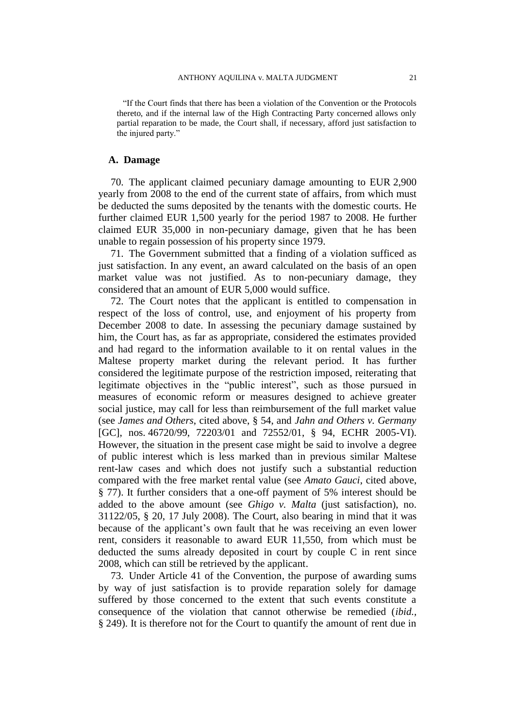"If the Court finds that there has been a violation of the Convention or the Protocols thereto, and if the internal law of the High Contracting Party concerned allows only partial reparation to be made, the Court shall, if necessary, afford just satisfaction to the injured party."

### A. Damage

70. The applicant claimed pecuniary damage amounting to EUR 2,900 yearly from 2008 to the end of the current state of affairs, from which must be deducted the sums deposited by the tenants with the domestic courts. He further claimed EUR 1,500 yearly for the period 1987 to 2008. He further claimed EUR 35,000 in non-pecuniary damage, given that he has been unable to regain possession of his property since 1979.

71. The Government submitted that a finding of a violation sufficed as just satisfaction. In any event, an award calculated on the basis of an open market value was not justified. As to non-pecuniary damage, they considered that an amount of EUR 5,000 would suffice.

72. The Court notes that the applicant is entitled to compensation in respect of the loss of control, use, and enjoyment of his property from December 2008 to date. In assessing the pecuniary damage sustained by him, the Court has, as far as appropriate, considered the estimates provided and had regard to the information available to it on rental values in the Maltese property market during the relevant period. It has further considered the legitimate purpose of the restriction imposed, reiterating that legitimate objectives in the "public interest", such as those pursued in measures of economic reform or measures designed to achieve greater social justice, may call for less than reimbursement of the full market value (see *James and Others*, cited above, § 54, and *Jahn and Others v. Germany* [GC], nos. 46720/99, 72203/01 and 72552/01, § 94, ECHR 2005-VI). However, the situation in the present case might be said to involve a degree of public interest which is less marked than in previous similar Maltese rent-law cases and which does not justify such a substantial reduction compared with the free market rental value (see *Amato Gauci*, cited above, § 77). It further considers that a one-off payment of 5% interest should be added to the above amount (see *Ghigo v. Malta* (just satisfaction), no. 31122/05, § 20, 17 July 2008). The Court, also bearing in mind that it was because of the applicant's own fault that he was receiving an even lower rent, considers it reasonable to award EUR 11,550, from which must be deducted the sums already deposited in court by couple C in rent since 2008, which can still be retrieved by the applicant.

73. Under Article 41 of the Convention, the purpose of awarding sums by way of just satisfaction is to provide reparation solely for damage suffered by those concerned to the extent that such events constitute a consequence of the violation that cannot otherwise be remedied (*ibid.*, § 249). It is therefore not for the Court to quantify the amount of rent due in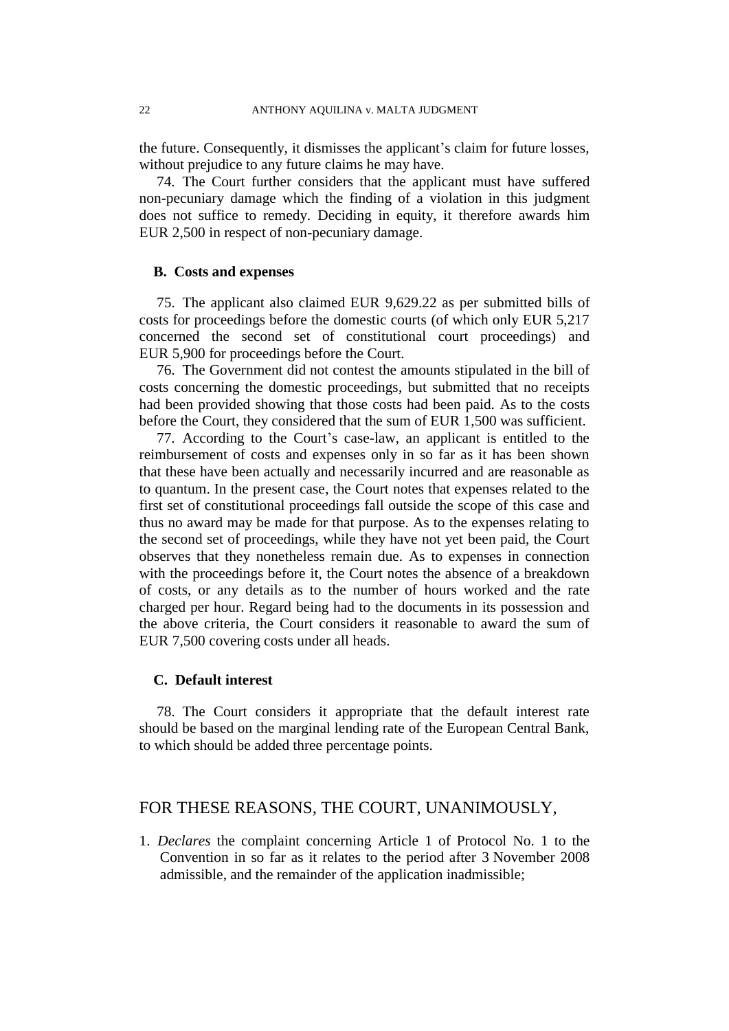the future. Consequently, it dismisses the applicant's claim for future losses, without prejudice to any future claims he may have.

74. The Court further considers that the applicant must have suffered non-pecuniary damage which the finding of a violation in this judgment does not suffice to remedy. Deciding in equity, it therefore awards him EUR 2,500 in respect of non-pecuniary damage.

### B. Costs and expenses

75. The applicant also claimed EUR 9,629.22 as per submitted bills of costs for proceedings before the domestic courts (of which only EUR 5,217 concerned the second set of constitutional court proceedings) and EUR 5,900 for proceedings before the Court.

76. The Government did not contest the amounts stipulated in the bill of costs concerning the domestic proceedings, but submitted that no receipts had been provided showing that those costs had been paid. As to the costs before the Court, they considered that the sum of EUR 1,500 was sufficient.

77. According to the Court's case-law, an applicant is entitled to the reimbursement of costs and expenses only in so far as it has been shown that these have been actually and necessarily incurred and are reasonable as to quantum. In the present case, the Court notes that expenses related to the first set of constitutional proceedings fall outside the scope of this case and thus no award may be made for that purpose. As to the expenses relating to the second set of proceedings, while they have not yet been paid, the Court observes that they nonetheless remain due. As to expenses in connection with the proceedings before it, the Court notes the absence of a breakdown of costs, or any details as to the number of hours worked and the rate charged per hour. Regard being had to the documents in its possession and the above criteria, the Court considers it reasonable to award the sum of EUR 7,500 covering costs under all heads.

### C. Default interest

78. The Court considers it appropriate that the default interest rate should be based on the marginal lending rate of the European Central Bank, to which should be added three percentage points.

## FOR THESE REASONS, THE COURT, UNANIMOUSLY,

1. *Declares* the complaint concerning Article 1 of Protocol No. 1 to the Convention in so far as it relates to the period after 3 November 2008 admissible, and the remainder of the application inadmissible;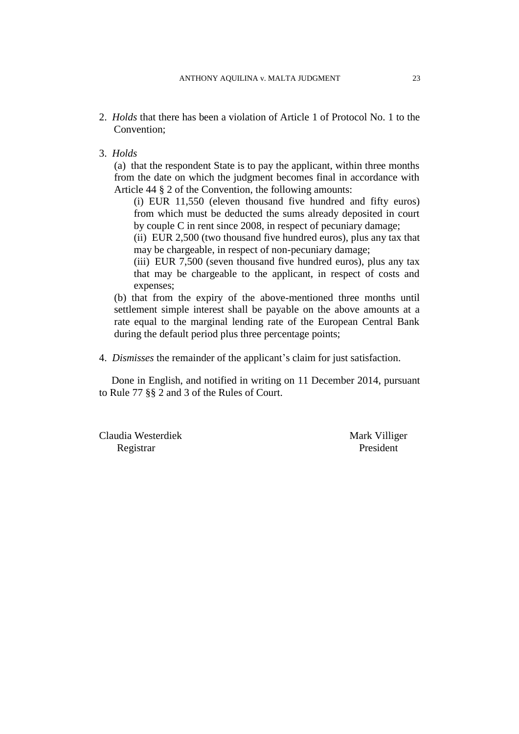2. *Holds* that there has been a violation of Article 1 of Protocol No. 1 to the Convention;

3. *Holds*

   (a) that the respondent State is to pay the applicant, within three months from the date on which the judgment becomes final in accordance with Article 44 § 2 of the Convention, the following amounts:

      (i) EUR 11,550 (eleven thousand five hundred and fifty euros) from which must be deducted the sums already deposited in court by couple C in rent since 2008, in respect of pecuniary damage;

      (ii) EUR 2,500 (two thousand five hundred euros), plus any tax that may be chargeable, in respect of non-pecuniary damage;

      (iii) EUR 7,500 (seven thousand five hundred euros), plus any tax that may be chargeable to the applicant, in respect of costs and expenses;

   (b) that from the expiry of the above-mentioned three months until settlement simple interest shall be payable on the above amounts at a rate equal to the marginal lending rate of the European Central Bank during the default period plus three percentage points;

4. *Dismisses* the remainder of the applicant's claim for just satisfaction.

Done in English, and notified in writing on 11 December 2014, pursuant to Rule 77 §§ 2 and 3 of the Rules of Court.

Claudia Westerdiek
Registrar

Mark Villiger
President